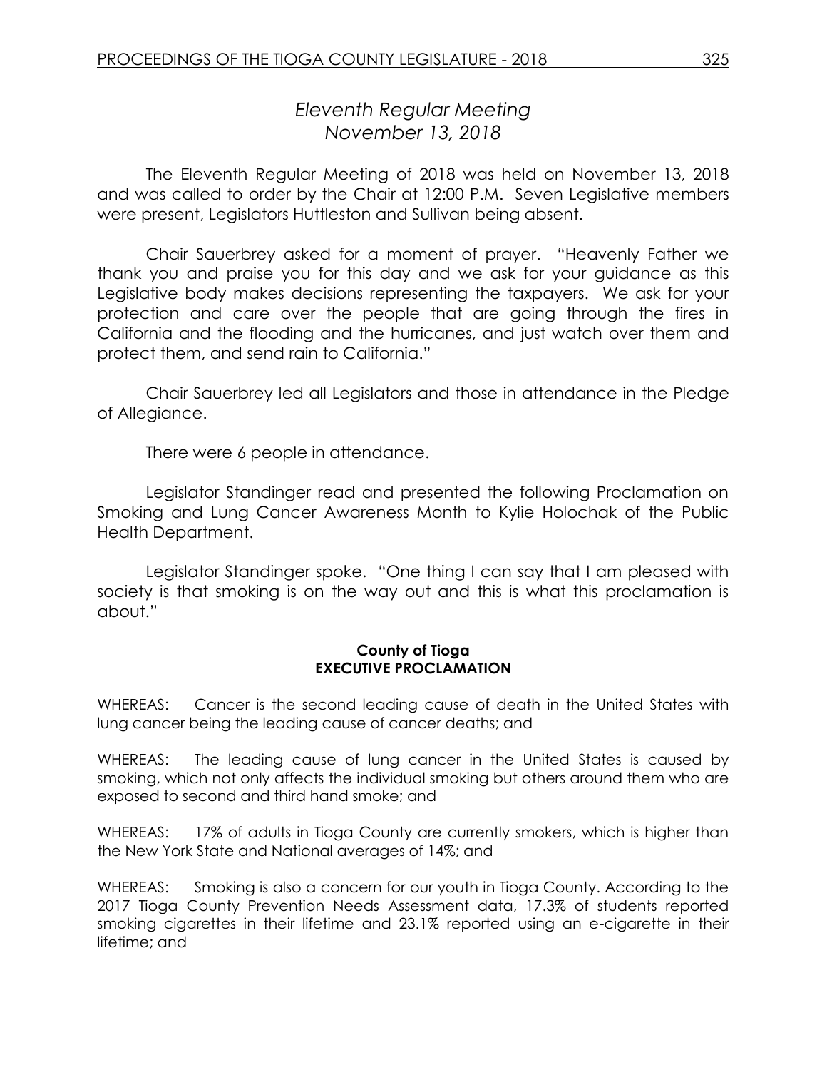# *Eleventh Regular Meeting*
# *November 13, 2018*

The Eleventh Regular Meeting of 2018 was held on November 13, 2018 and was called to order by the Chair at 12:00 P.M. Seven Legislative members were present, Legislators Huttleston and Sullivan being absent.

Chair Sauerbrey asked for a moment of prayer. "Heavenly Father we thank you and praise you for this day and we ask for your guidance as this Legislative body makes decisions representing the taxpayers. We ask for your protection and care over the people that are going through the fires in California and the flooding and the hurricanes, and just watch over them and protect them, and send rain to California."

Chair Sauerbrey led all Legislators and those in attendance in the Pledge of Allegiance.

There were 6 people in attendance.

Legislator Standinger read and presented the following Proclamation on Smoking and Lung Cancer Awareness Month to Kylie Holochak of the Public Health Department.

Legislator Standinger spoke. "One thing I can say that I am pleased with society is that smoking is on the way out and this is what this proclamation is about."

**County of Tioga**
**EXECUTIVE PROCLAMATION**

WHEREAS: Cancer is the second leading cause of death in the United States with lung cancer being the leading cause of cancer deaths; and

WHEREAS: The leading cause of lung cancer in the United States is caused by smoking, which not only affects the individual smoking but others around them who are exposed to second and third hand smoke; and

WHEREAS: 17% of adults in Tioga County are currently smokers, which is higher than the New York State and National averages of 14%; and

WHEREAS: Smoking is also a concern for our youth in Tioga County. According to the 2017 Tioga County Prevention Needs Assessment data, 17.3% of students reported smoking cigarettes in their lifetime and 23.1% reported using an e-cigarette in their lifetime; and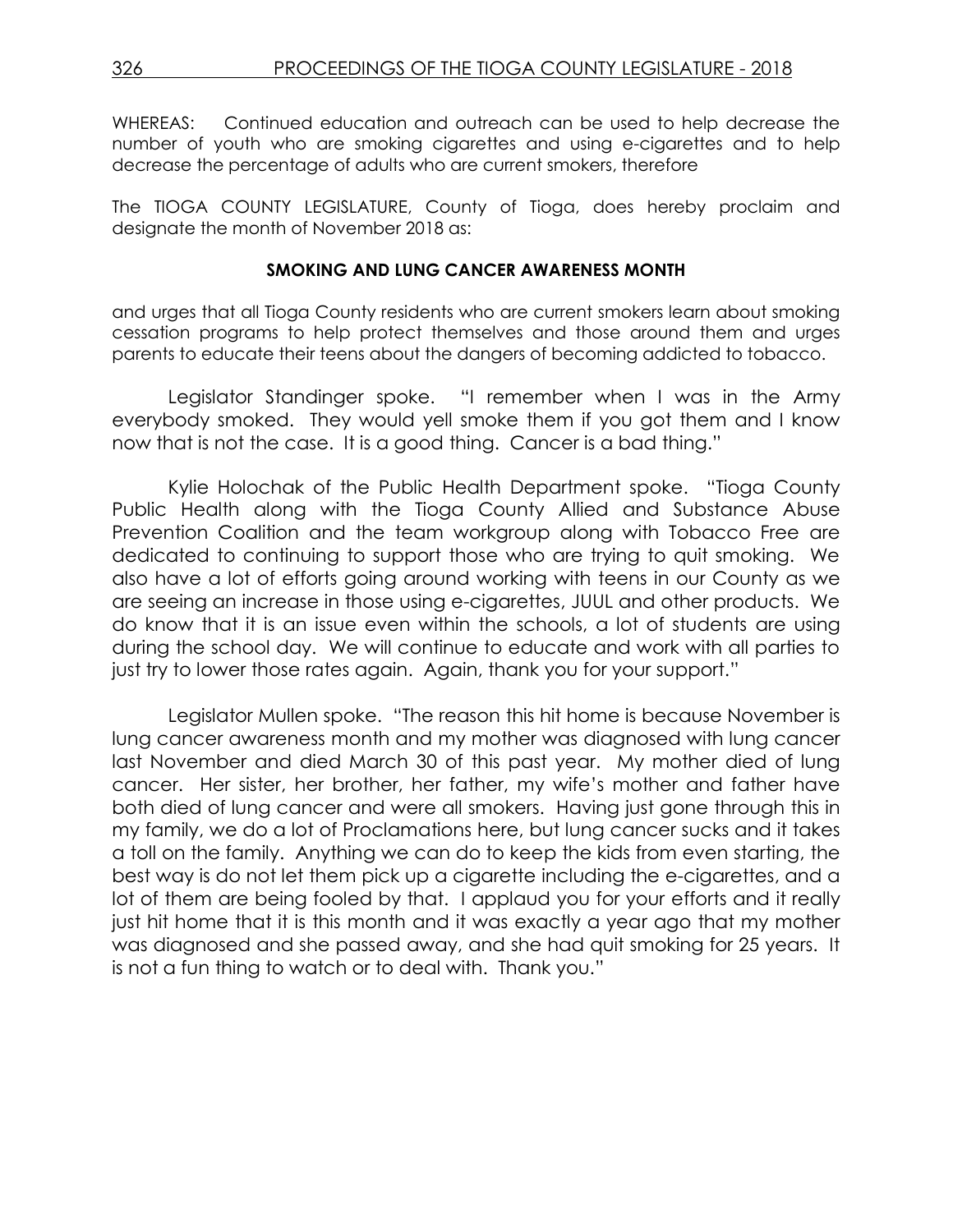WHEREAS: Continued education and outreach can be used to help decrease the number of youth who are smoking cigarettes and using e-cigarettes and to help decrease the percentage of adults who are current smokers, therefore

The TIOGA COUNTY LEGISLATURE, County of Tioga, does hereby proclaim and designate the month of November 2018 as:

**SMOKING AND LUNG CANCER AWARENESS MONTH**

and urges that all Tioga County residents who are current smokers learn about smoking cessation programs to help protect themselves and those around them and urges parents to educate their teens about the dangers of becoming addicted to tobacco.

Legislator Standinger spoke. "I remember when I was in the Army everybody smoked. They would yell smoke them if you got them and I know now that is not the case. It is a good thing. Cancer is a bad thing."

Kylie Holochak of the Public Health Department spoke. "Tioga County Public Health along with the Tioga County Allied and Substance Abuse Prevention Coalition and the team workgroup along with Tobacco Free are dedicated to continuing to support those who are trying to quit smoking. We also have a lot of efforts going around working with teens in our County as we are seeing an increase in those using e-cigarettes, JUUL and other products. We do know that it is an issue even within the schools, a lot of students are using during the school day. We will continue to educate and work with all parties to just try to lower those rates again. Again, thank you for your support."

Legislator Mullen spoke. "The reason this hit home is because November is lung cancer awareness month and my mother was diagnosed with lung cancer last November and died March 30 of this past year. My mother died of lung cancer. Her sister, her brother, her father, my wife's mother and father have both died of lung cancer and were all smokers. Having just gone through this in my family, we do a lot of Proclamations here, but lung cancer sucks and it takes a toll on the family. Anything we can do to keep the kids from even starting, the best way is do not let them pick up a cigarette including the e-cigarettes, and a lot of them are being fooled by that. I applaud you for your efforts and it really just hit home that it is this month and it was exactly a year ago that my mother was diagnosed and she passed away, and she had quit smoking for 25 years. It is not a fun thing to watch or to deal with. Thank you."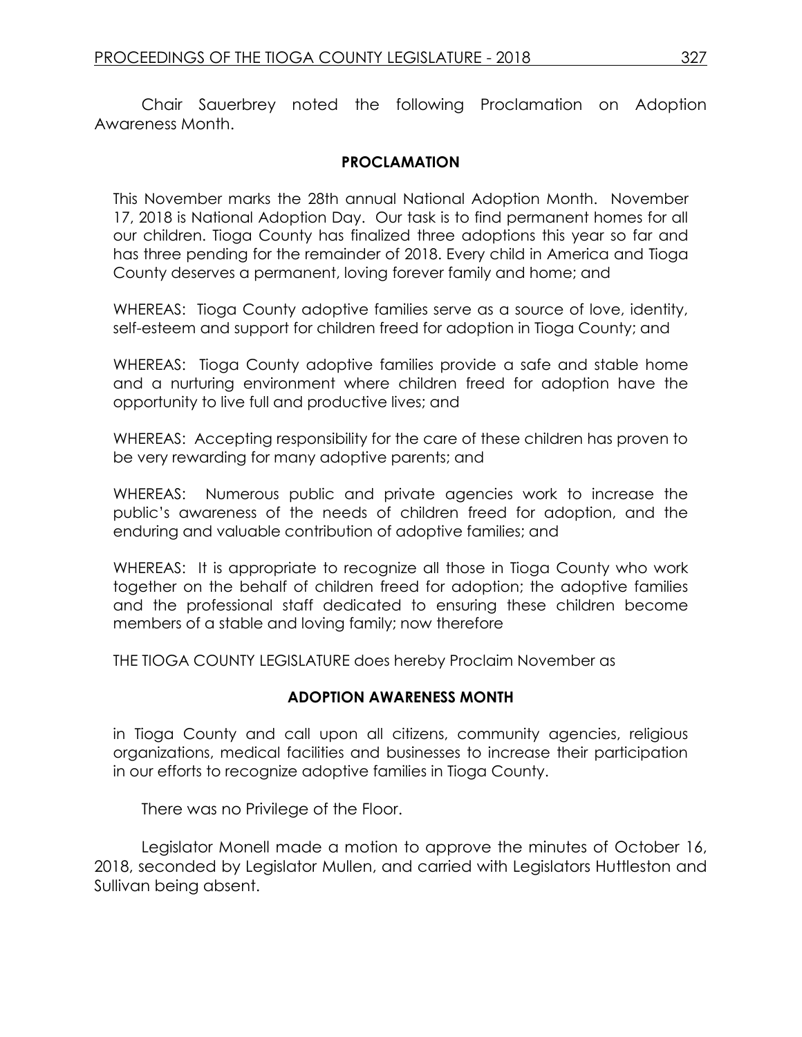Chair Sauerbrey noted the following Proclamation on Adoption Awareness Month.

**PROCLAMATION**

This November marks the 28th annual National Adoption Month. November 17, 2018 is National Adoption Day. Our task is to find permanent homes for all our children. Tioga County has finalized three adoptions this year so far and has three pending for the remainder of 2018. Every child in America and Tioga County deserves a permanent, loving forever family and home; and

WHEREAS: Tioga County adoptive families serve as a source of love, identity, self-esteem and support for children freed for adoption in Tioga County; and

WHEREAS: Tioga County adoptive families provide a safe and stable home and a nurturing environment where children freed for adoption have the opportunity to live full and productive lives; and

WHEREAS: Accepting responsibility for the care of these children has proven to be very rewarding for many adoptive parents; and

WHEREAS: Numerous public and private agencies work to increase the public's awareness of the needs of children freed for adoption, and the enduring and valuable contribution of adoptive families; and

WHEREAS: It is appropriate to recognize all those in Tioga County who work together on the behalf of children freed for adoption; the adoptive families and the professional staff dedicated to ensuring these children become members of a stable and loving family; now therefore

THE TIOGA COUNTY LEGISLATURE does hereby Proclaim November as

**ADOPTION AWARENESS MONTH**

in Tioga County and call upon all citizens, community agencies, religious organizations, medical facilities and businesses to increase their participation in our efforts to recognize adoptive families in Tioga County.

There was no Privilege of the Floor.

Legislator Monell made a motion to approve the minutes of October 16, 2018, seconded by Legislator Mullen, and carried with Legislators Huttleston and Sullivan being absent.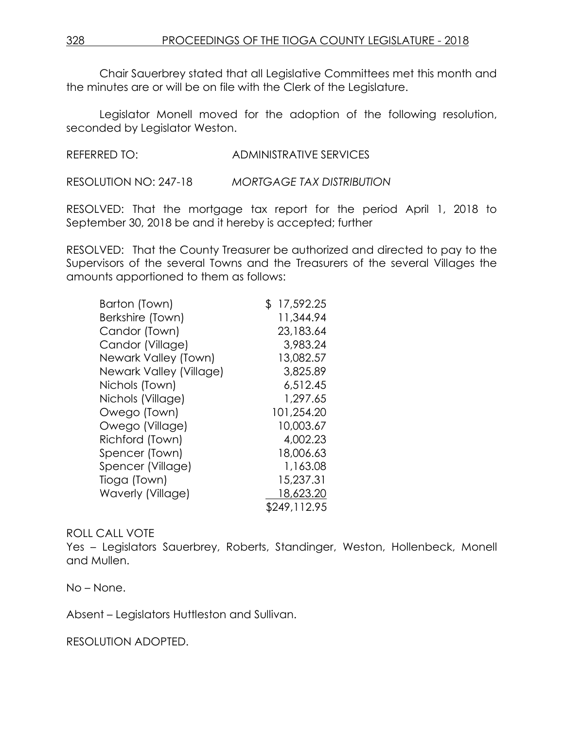Chair Sauerbrey stated that all Legislative Committees met this month and the minutes are or will be on file with the Clerk of the Legislature.

Legislator Monell moved for the adoption of the following resolution, seconded by Legislator Weston.

REFERRED TO: ADMINISTRATIVE SERVICES

RESOLUTION NO: 247-18 *MORTGAGE TAX DISTRIBUTION*

RESOLVED: That the mortgage tax report for the period April 1, 2018 to September 30, 2018 be and it hereby is accepted; further

RESOLVED: That the County Treasurer be authorized and directed to pay to the Supervisors of the several Towns and the Treasurers of the several Villages the amounts apportioned to them as follows:

| | |
|---|---:|
| Barton (Town) | $ 17,592.25 |
| Berkshire (Town) | 11,344.94 |
| Candor (Town) | 23,183.64 |
| Candor (Village) | 3,983.24 |
| Newark Valley (Town) | 13,082.57 |
| Newark Valley (Village) | 3,825.89 |
| Nichols (Town) | 6,512.45 |
| Nichols (Village) | 1,297.65 |
| Owego (Town) | 101,254.20 |
| Owego (Village) | 10,003.67 |
| Richford (Town) | 4,002.23 |
| Spencer (Town) | 18,006.63 |
| Spencer (Village) | 1,163.08 |
| Tioga (Town) | 15,237.31 |
| Waverly (Village) | 18,623.20 |
| | $249,112.95 |

ROLL CALL VOTE
Yes – Legislators Sauerbrey, Roberts, Standinger, Weston, Hollenbeck, Monell and Mullen.

No – None.

Absent – Legislators Huttleston and Sullivan.

RESOLUTION ADOPTED.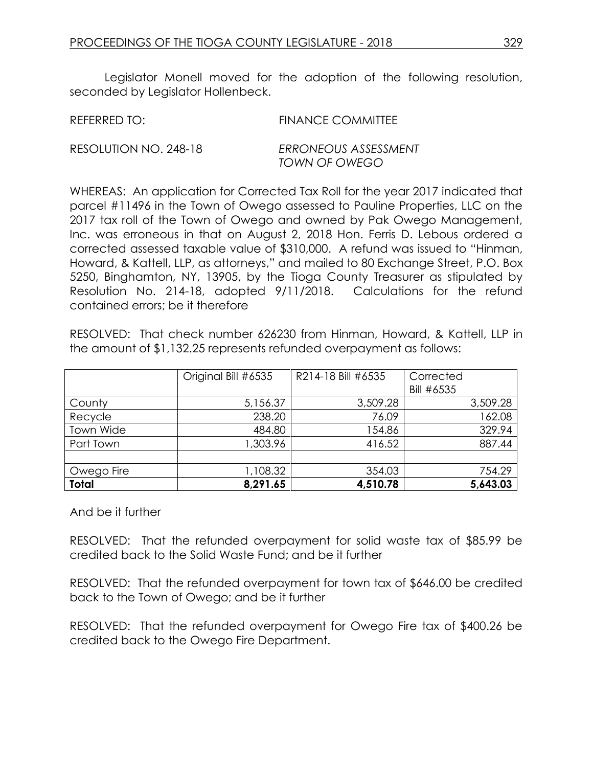Legislator Monell moved for the adoption of the following resolution, seconded by Legislator Hollenbeck.

REFERRED TO: FINANCE COMMITTEE

RESOLUTION NO. 248-18 *ERRONEOUS ASSESSMENT TOWN OF OWEGO*

WHEREAS: An application for Corrected Tax Roll for the year 2017 indicated that parcel #11496 in the Town of Owego assessed to Pauline Properties, LLC on the 2017 tax roll of the Town of Owego and owned by Pak Owego Management, Inc. was erroneous in that on August 2, 2018 Hon. Ferris D. Lebous ordered a corrected assessed taxable value of $310,000. A refund was issued to "Hinman, Howard, & Kattell, LLP, as attorneys," and mailed to 80 Exchange Street, P.O. Box 5250, Binghamton, NY, 13905, by the Tioga County Treasurer as stipulated by Resolution No. 214-18, adopted 9/11/2018. Calculations for the refund contained errors; be it therefore

RESOLVED: That check number 626230 from Hinman, Howard, & Kattell, LLP in the amount of $1,132.25 represents refunded overpayment as follows:

| | Original Bill #6535 | R214-18 Bill #6535 | Corrected Bill #6535 |
|---|---|---|---|
| County | 5,156.37 | 3,509.28 | 3,509.28 |
| Recycle | 238.20 | 76.09 | 162.08 |
| Town Wide | 484.80 | 154.86 | 329.94 |
| Part Town | 1,303.96 | 416.52 | 887.44 |
| | | | |
| Owego Fire | 1,108.32 | 354.03 | 754.29 |
| **Total** | **8,291.65** | **4,510.78** | **5,643.03** |

And be it further

RESOLVED: That the refunded overpayment for solid waste tax of $85.99 be credited back to the Solid Waste Fund; and be it further

RESOLVED: That the refunded overpayment for town tax of $646.00 be credited back to the Town of Owego; and be it further

RESOLVED: That the refunded overpayment for Owego Fire tax of $400.26 be credited back to the Owego Fire Department.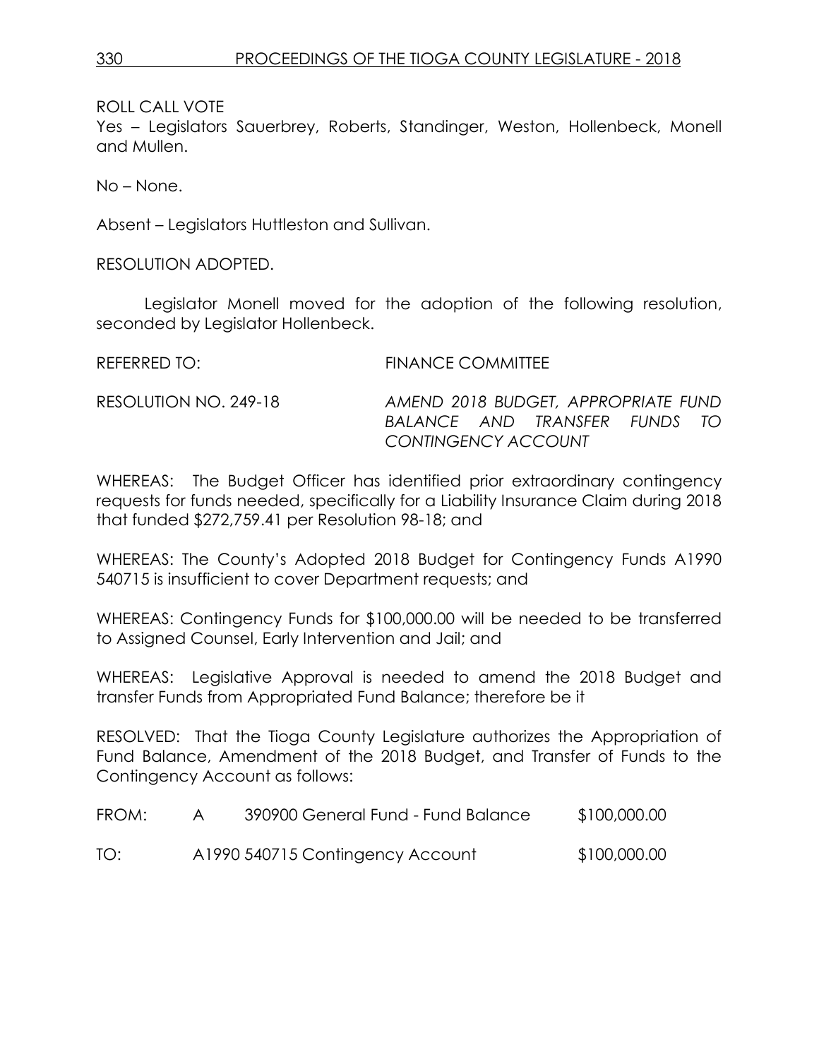ROLL CALL VOTE
Yes – Legislators Sauerbrey, Roberts, Standinger, Weston, Hollenbeck, Monell and Mullen.

No – None.

Absent – Legislators Huttleston and Sullivan.

RESOLUTION ADOPTED.

Legislator Monell moved for the adoption of the following resolution, seconded by Legislator Hollenbeck.

REFERRED TO: FINANCE COMMITTEE

RESOLUTION NO. 249-18 *AMEND 2018 BUDGET, APPROPRIATE FUND BALANCE AND TRANSFER FUNDS TO CONTINGENCY ACCOUNT*

WHEREAS: The Budget Officer has identified prior extraordinary contingency requests for funds needed, specifically for a Liability Insurance Claim during 2018 that funded $272,759.41 per Resolution 98-18; and

WHEREAS: The County's Adopted 2018 Budget for Contingency Funds A1990 540715 is insufficient to cover Department requests; and

WHEREAS: Contingency Funds for $100,000.00 will be needed to be transferred to Assigned Counsel, Early Intervention and Jail; and

WHEREAS: Legislative Approval is needed to amend the 2018 Budget and transfer Funds from Appropriated Fund Balance; therefore be it

RESOLVED: That the Tioga County Legislature authorizes the Appropriation of Fund Balance, Amendment of the 2018 Budget, and Transfer of Funds to the Contingency Account as follows:

| | | | |
|---|---|---|---|
| FROM: | A | 390900 General Fund - Fund Balance | $100,000.00 |
| TO: | | A1990 540715 Contingency Account | $100,000.00 |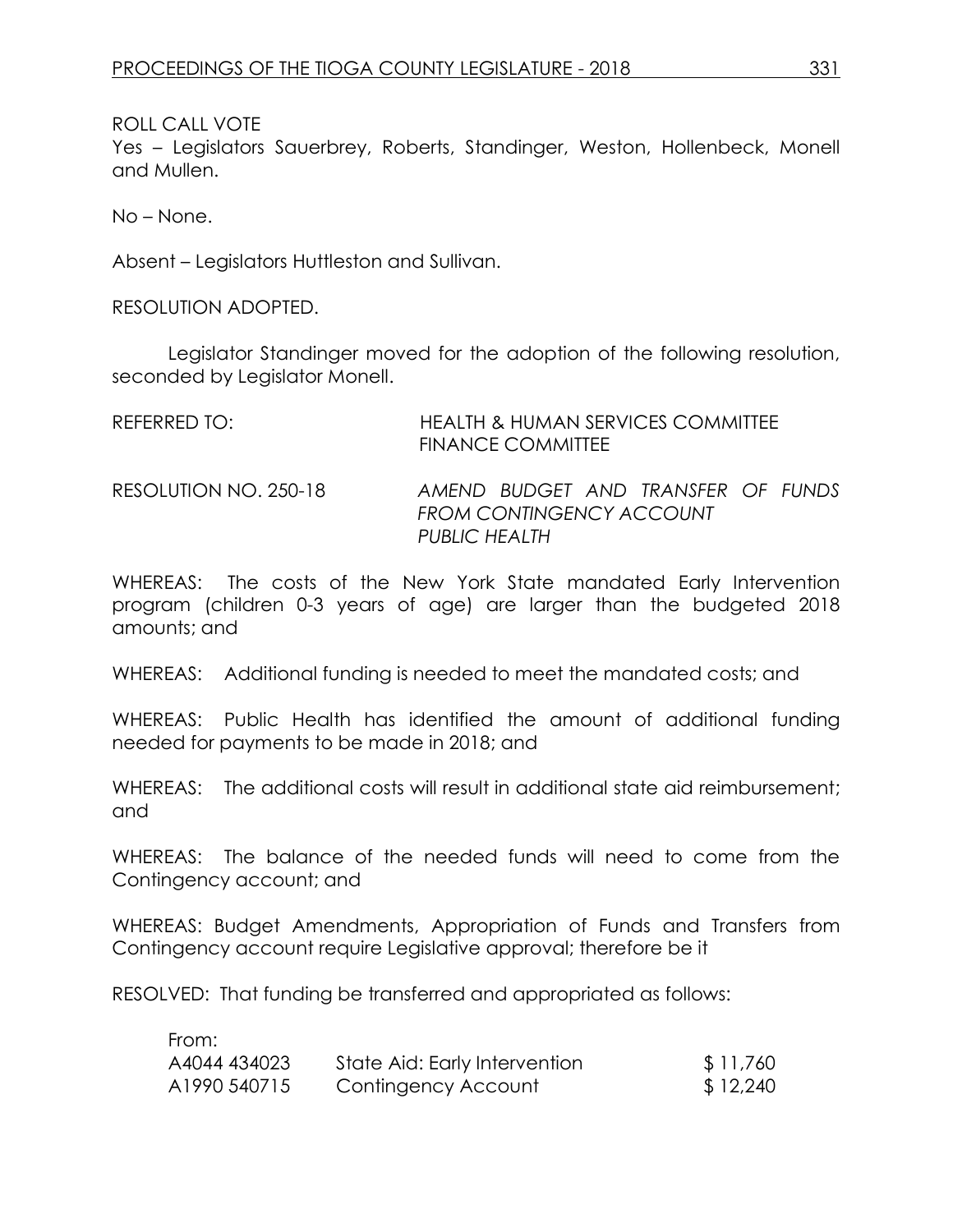ROLL CALL VOTE
Yes – Legislators Sauerbrey, Roberts, Standinger, Weston, Hollenbeck, Monell and Mullen.

No – None.

Absent – Legislators Huttleston and Sullivan.

RESOLUTION ADOPTED.

Legislator Standinger moved for the adoption of the following resolution, seconded by Legislator Monell.

REFERRED TO: HEALTH & HUMAN SERVICES COMMITTEE
FINANCE COMMITTEE

RESOLUTION NO. 250-18 *AMEND BUDGET AND TRANSFER OF FUNDS FROM CONTINGENCY ACCOUNT PUBLIC HEALTH*

WHEREAS: The costs of the New York State mandated Early Intervention program (children 0-3 years of age) are larger than the budgeted 2018 amounts; and

WHEREAS: Additional funding is needed to meet the mandated costs; and

WHEREAS: Public Health has identified the amount of additional funding needed for payments to be made in 2018; and

WHEREAS: The additional costs will result in additional state aid reimbursement; and

WHEREAS: The balance of the needed funds will need to come from the Contingency account; and

WHEREAS: Budget Amendments, Appropriation of Funds and Transfers from Contingency account require Legislative approval; therefore be it

RESOLVED: That funding be transferred and appropriated as follows:

| From: | | |
|---|---|---|
| A4044 434023 | State Aid: Early Intervention | $ 11,760 |
| A1990 540715 | Contingency Account | $ 12,240 |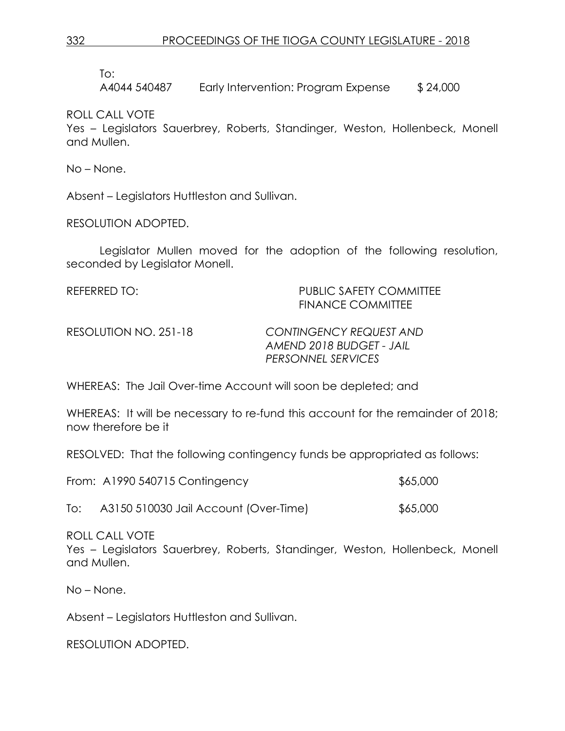To:

A4044 540487 Early Intervention: Program Expense $ 24,000

ROLL CALL VOTE

Yes – Legislators Sauerbrey, Roberts, Standinger, Weston, Hollenbeck, Monell and Mullen.

No – None.

Absent – Legislators Huttleston and Sullivan.

RESOLUTION ADOPTED.

Legislator Mullen moved for the adoption of the following resolution, seconded by Legislator Monell.

REFERRED TO: PUBLIC SAFETY COMMITTEE
FINANCE COMMITTEE

RESOLUTION NO. 251-18 *CONTINGENCY REQUEST AND AMEND 2018 BUDGET - JAIL PERSONNEL SERVICES*

WHEREAS: The Jail Over-time Account will soon be depleted; and

WHEREAS: It will be necessary to re-fund this account for the remainder of 2018; now therefore be it

RESOLVED: That the following contingency funds be appropriated as follows:

From: A1990 540715 Contingency $65,000

To: A3150 510030 Jail Account (Over-Time) $65,000

ROLL CALL VOTE

Yes – Legislators Sauerbrey, Roberts, Standinger, Weston, Hollenbeck, Monell and Mullen.

No – None.

Absent – Legislators Huttleston and Sullivan.

RESOLUTION ADOPTED.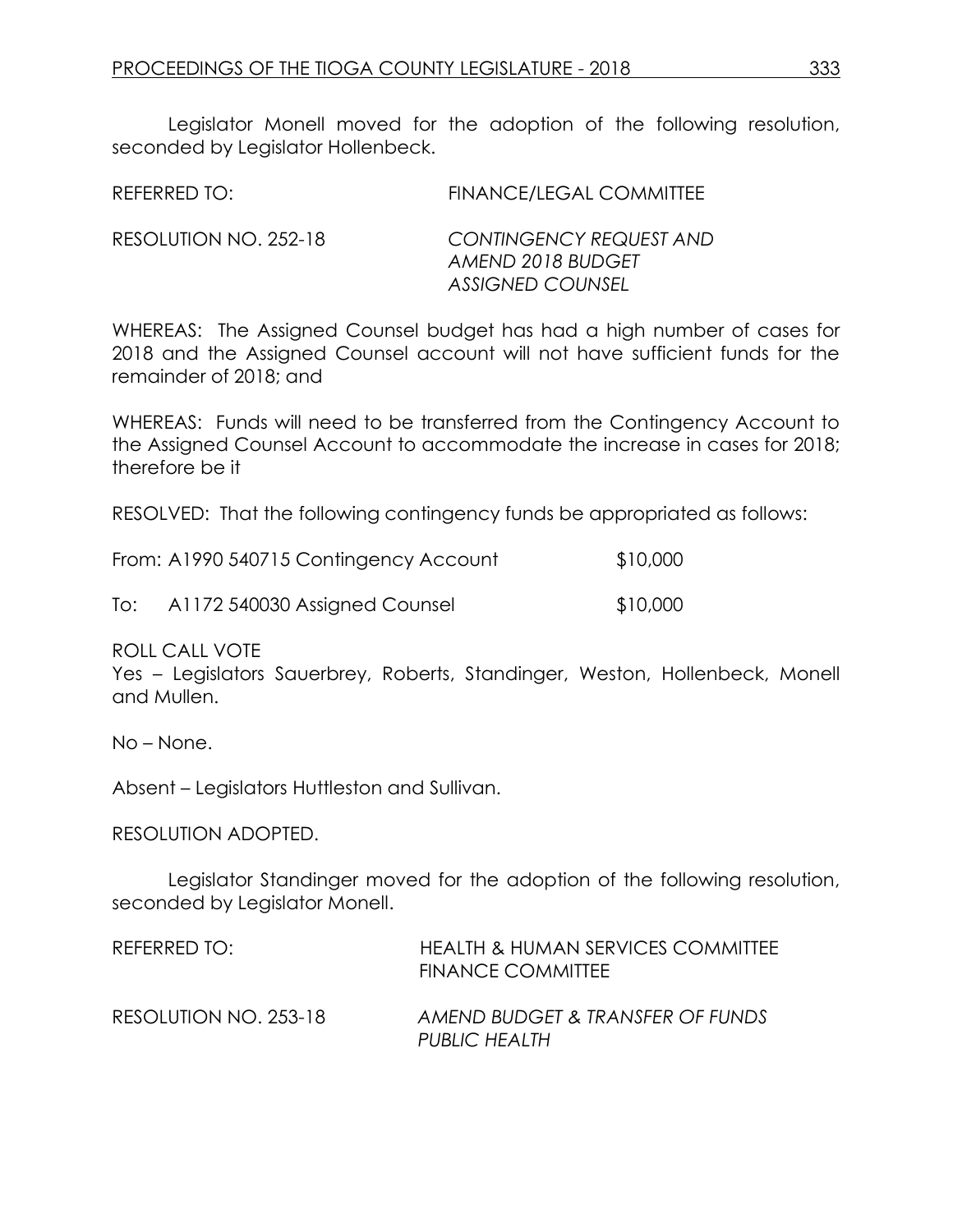Legislator Monell moved for the adoption of the following resolution, seconded by Legislator Hollenbeck.

REFERRED TO: FINANCE/LEGAL COMMITTEE

RESOLUTION NO. 252-18 *CONTINGENCY REQUEST AND AMEND 2018 BUDGET ASSIGNED COUNSEL*

WHEREAS: The Assigned Counsel budget has had a high number of cases for 2018 and the Assigned Counsel account will not have sufficient funds for the remainder of 2018; and

WHEREAS: Funds will need to be transferred from the Contingency Account to the Assigned Counsel Account to accommodate the increase in cases for 2018; therefore be it

RESOLVED: That the following contingency funds be appropriated as follows:

From: A1990 540715 Contingency Account $10,000

To: A1172 540030 Assigned Counsel $10,000

ROLL CALL VOTE
Yes – Legislators Sauerbrey, Roberts, Standinger, Weston, Hollenbeck, Monell and Mullen.

No – None.

Absent – Legislators Huttleston and Sullivan.

RESOLUTION ADOPTED.

Legislator Standinger moved for the adoption of the following resolution, seconded by Legislator Monell.

REFERRED TO: HEALTH & HUMAN SERVICES COMMITTEE
FINANCE COMMITTEE

RESOLUTION NO. 253-18 *AMEND BUDGET & TRANSFER OF FUNDS PUBLIC HEALTH*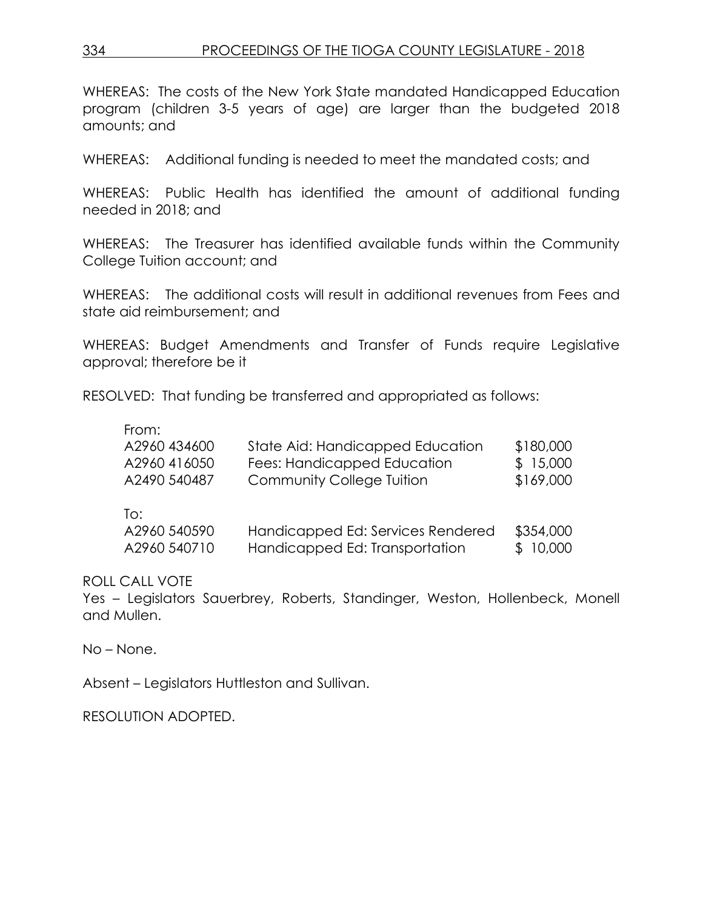WHEREAS: The costs of the New York State mandated Handicapped Education program (children 3-5 years of age) are larger than the budgeted 2018 amounts; and

WHEREAS: Additional funding is needed to meet the mandated costs; and

WHEREAS: Public Health has identified the amount of additional funding needed in 2018; and

WHEREAS: The Treasurer has identified available funds within the Community College Tuition account; and

WHEREAS: The additional costs will result in additional revenues from Fees and state aid reimbursement; and

WHEREAS: Budget Amendments and Transfer of Funds require Legislative approval; therefore be it

RESOLVED: That funding be transferred and appropriated as follows:

| | | |
|---|---|---|
| From: | | |
| A2960 434600 | State Aid: Handicapped Education | $180,000 |
| A2960 416050 | Fees: Handicapped Education | $ 15,000 |
| A2490 540487 | Community College Tuition | $169,000 |
| To: | | |
| A2960 540590 | Handicapped Ed: Services Rendered | $354,000 |
| A2960 540710 | Handicapped Ed: Transportation | $ 10,000 |

ROLL CALL VOTE

Yes – Legislators Sauerbrey, Roberts, Standinger, Weston, Hollenbeck, Monell and Mullen.

No – None.

Absent – Legislators Huttleston and Sullivan.

RESOLUTION ADOPTED.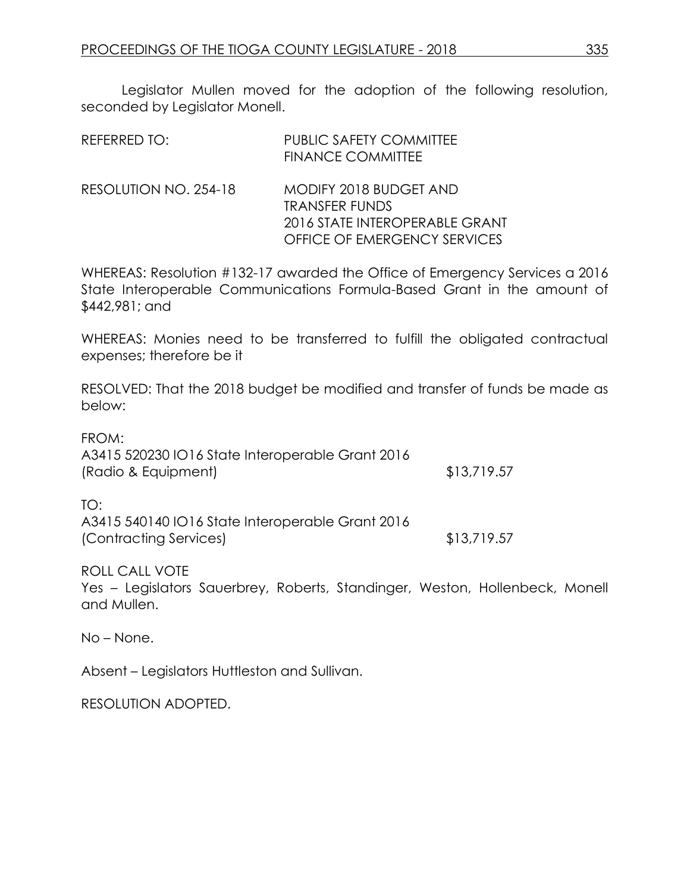Legislator Mullen moved for the adoption of the following resolution, seconded by Legislator Monell.

REFERRED TO: PUBLIC SAFETY COMMITTEE
FINANCE COMMITTEE

RESOLUTION NO. 254-18 MODIFY 2018 BUDGET AND TRANSFER FUNDS
2016 STATE INTEROPERABLE GRANT
OFFICE OF EMERGENCY SERVICES

WHEREAS: Resolution #132-17 awarded the Office of Emergency Services a 2016 State Interoperable Communications Formula-Based Grant in the amount of $442,981; and

WHEREAS: Monies need to be transferred to fulfill the obligated contractual expenses; therefore be it

RESOLVED: That the 2018 budget be modified and transfer of funds be made as below:

FROM:
A3415 520230 IO16 State Interoperable Grant 2016
(Radio & Equipment) $13,719.57

TO:
A3415 540140 IO16 State Interoperable Grant 2016
(Contracting Services) $13,719.57

ROLL CALL VOTE
Yes – Legislators Sauerbrey, Roberts, Standinger, Weston, Hollenbeck, Monell and Mullen.

No – None.

Absent – Legislators Huttleston and Sullivan.

RESOLUTION ADOPTED.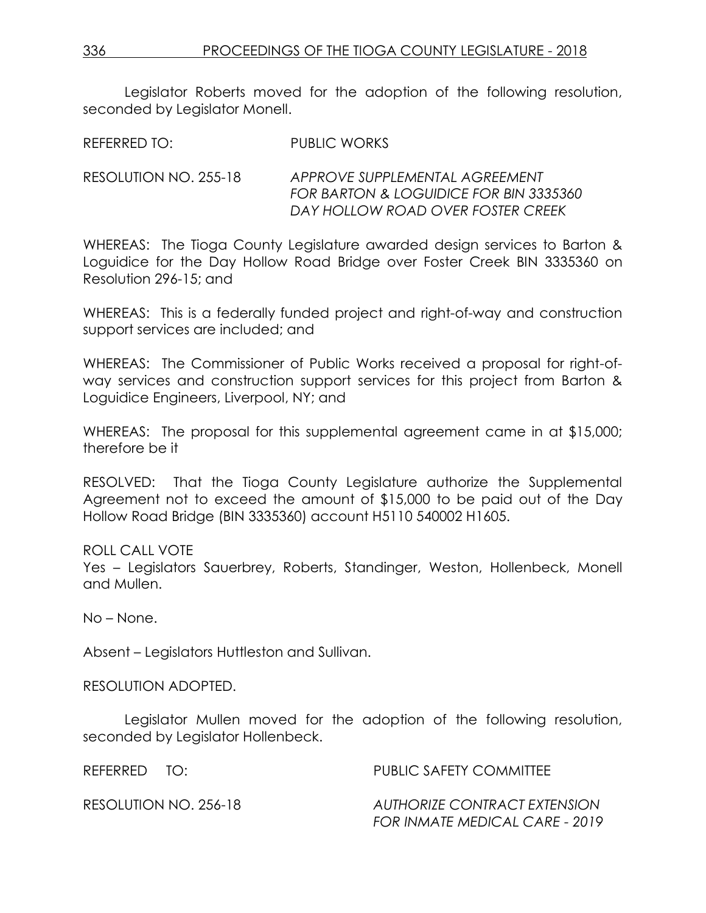Legislator Roberts moved for the adoption of the following resolution, seconded by Legislator Monell.

REFERRED TO: PUBLIC WORKS

RESOLUTION NO. 255-18 *APPROVE SUPPLEMENTAL AGREEMENT FOR BARTON & LOGUIDICE FOR BIN 3335360 DAY HOLLOW ROAD OVER FOSTER CREEK*

WHEREAS: The Tioga County Legislature awarded design services to Barton & Loguidice for the Day Hollow Road Bridge over Foster Creek BIN 3335360 on Resolution 296-15; and

WHEREAS: This is a federally funded project and right-of-way and construction support services are included; and

WHEREAS: The Commissioner of Public Works received a proposal for right-of-way services and construction support services for this project from Barton & Loguidice Engineers, Liverpool, NY; and

WHEREAS: The proposal for this supplemental agreement came in at $15,000; therefore be it

RESOLVED: That the Tioga County Legislature authorize the Supplemental Agreement not to exceed the amount of $15,000 to be paid out of the Day Hollow Road Bridge (BIN 3335360) account H5110 540002 H1605.

ROLL CALL VOTE
Yes – Legislators Sauerbrey, Roberts, Standinger, Weston, Hollenbeck, Monell and Mullen.

No – None.

Absent – Legislators Huttleston and Sullivan.

RESOLUTION ADOPTED.

Legislator Mullen moved for the adoption of the following resolution, seconded by Legislator Hollenbeck.

REFERRED TO: PUBLIC SAFETY COMMITTEE

RESOLUTION NO. 256-18 *AUTHORIZE CONTRACT EXTENSION FOR INMATE MEDICAL CARE - 2019*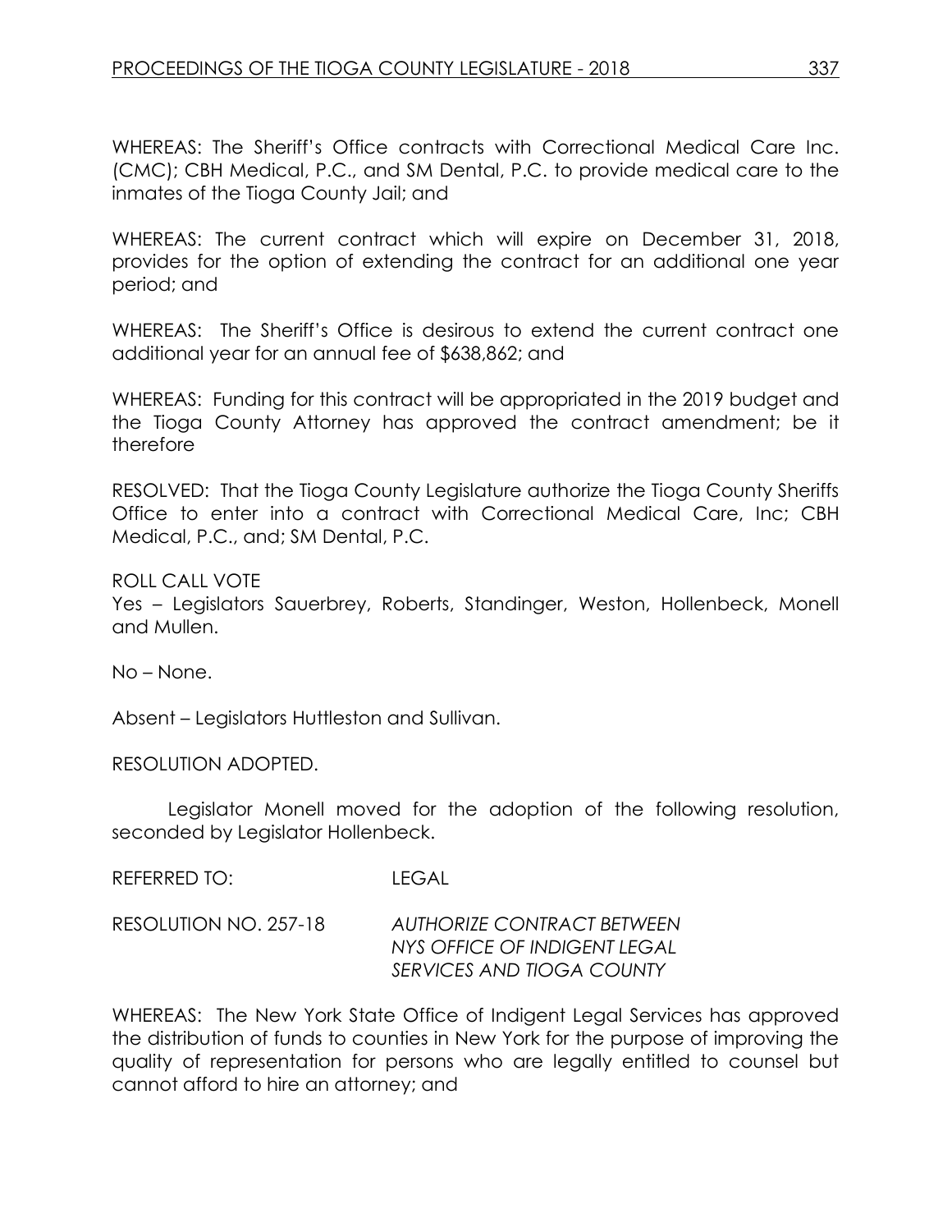WHEREAS: The Sheriff's Office contracts with Correctional Medical Care Inc. (CMC); CBH Medical, P.C., and SM Dental, P.C. to provide medical care to the inmates of the Tioga County Jail; and

WHEREAS: The current contract which will expire on December 31, 2018, provides for the option of extending the contract for an additional one year period; and

WHEREAS: The Sheriff's Office is desirous to extend the current contract one additional year for an annual fee of $638,862; and

WHEREAS: Funding for this contract will be appropriated in the 2019 budget and the Tioga County Attorney has approved the contract amendment; be it therefore

RESOLVED: That the Tioga County Legislature authorize the Tioga County Sheriffs Office to enter into a contract with Correctional Medical Care, Inc; CBH Medical, P.C., and; SM Dental, P.C.

ROLL CALL VOTE
Yes – Legislators Sauerbrey, Roberts, Standinger, Weston, Hollenbeck, Monell and Mullen.

No – None.

Absent – Legislators Huttleston and Sullivan.

RESOLUTION ADOPTED.

Legislator Monell moved for the adoption of the following resolution, seconded by Legislator Hollenbeck.

REFERRED TO: LEGAL

RESOLUTION NO. 257-18 *AUTHORIZE CONTRACT BETWEEN NYS OFFICE OF INDIGENT LEGAL SERVICES AND TIOGA COUNTY*

WHEREAS: The New York State Office of Indigent Legal Services has approved the distribution of funds to counties in New York for the purpose of improving the quality of representation for persons who are legally entitled to counsel but cannot afford to hire an attorney; and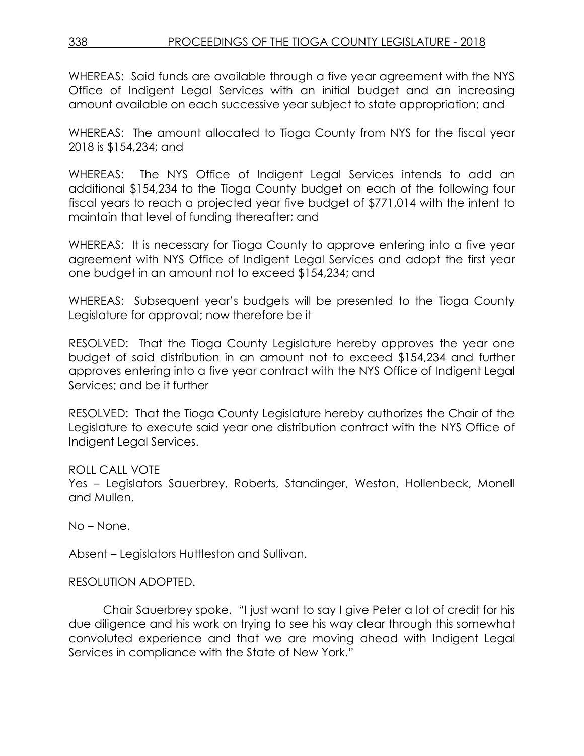WHEREAS: Said funds are available through a five year agreement with the NYS Office of Indigent Legal Services with an initial budget and an increasing amount available on each successive year subject to state appropriation; and

WHEREAS: The amount allocated to Tioga County from NYS for the fiscal year 2018 is $154,234; and

WHEREAS: The NYS Office of Indigent Legal Services intends to add an additional $154,234 to the Tioga County budget on each of the following four fiscal years to reach a projected year five budget of $771,014 with the intent to maintain that level of funding thereafter; and

WHEREAS: It is necessary for Tioga County to approve entering into a five year agreement with NYS Office of Indigent Legal Services and adopt the first year one budget in an amount not to exceed $154,234; and

WHEREAS: Subsequent year's budgets will be presented to the Tioga County Legislature for approval; now therefore be it

RESOLVED: That the Tioga County Legislature hereby approves the year one budget of said distribution in an amount not to exceed $154,234 and further approves entering into a five year contract with the NYS Office of Indigent Legal Services; and be it further

RESOLVED: That the Tioga County Legislature hereby authorizes the Chair of the Legislature to execute said year one distribution contract with the NYS Office of Indigent Legal Services.

ROLL CALL VOTE
Yes – Legislators Sauerbrey, Roberts, Standinger, Weston, Hollenbeck, Monell and Mullen.

No – None.

Absent – Legislators Huttleston and Sullivan.

RESOLUTION ADOPTED.

Chair Sauerbrey spoke. "I just want to say I give Peter a lot of credit for his due diligence and his work on trying to see his way clear through this somewhat convoluted experience and that we are moving ahead with Indigent Legal Services in compliance with the State of New York."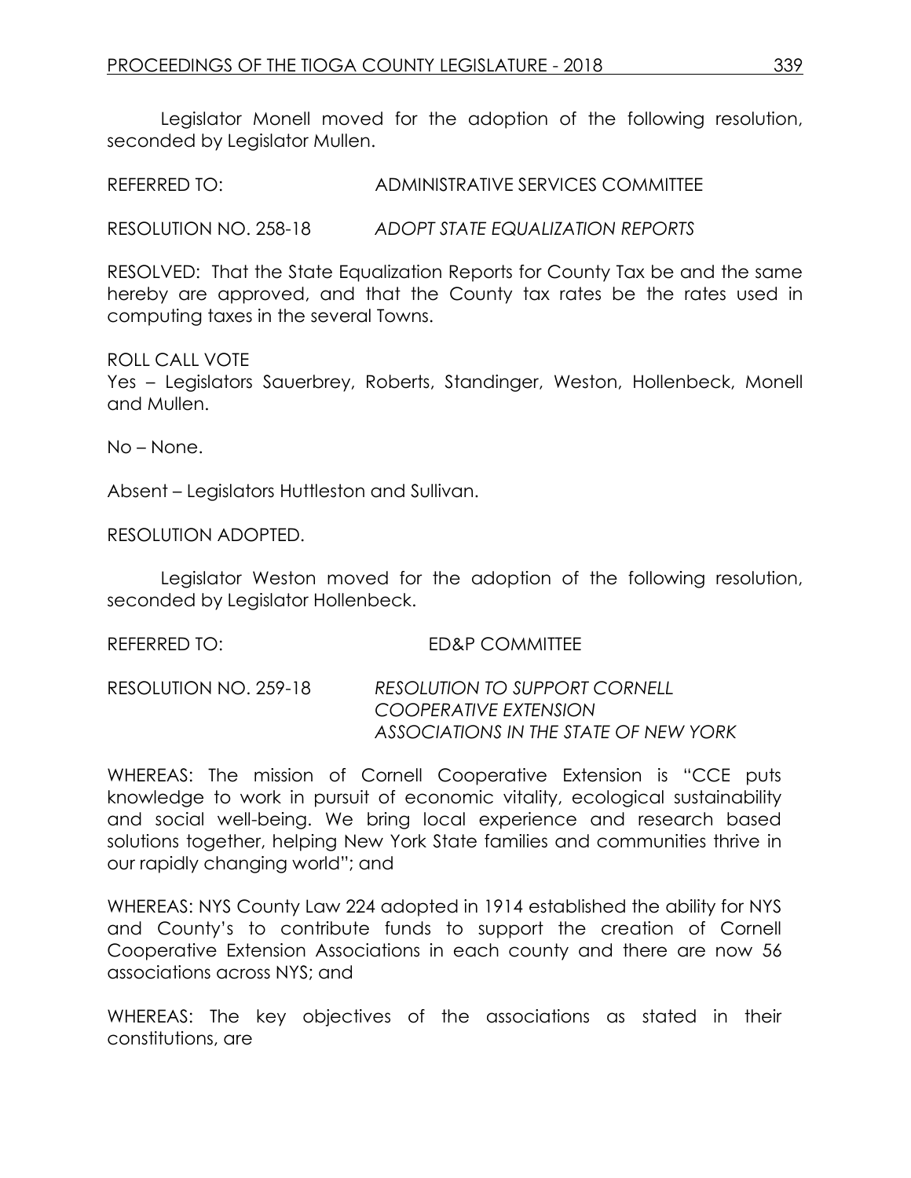Legislator Monell moved for the adoption of the following resolution, seconded by Legislator Mullen.

REFERRED TO: ADMINISTRATIVE SERVICES COMMITTEE

RESOLUTION NO. 258-18 *ADOPT STATE EQUALIZATION REPORTS*

RESOLVED: That the State Equalization Reports for County Tax be and the same hereby are approved, and that the County tax rates be the rates used in computing taxes in the several Towns.

ROLL CALL VOTE
Yes – Legislators Sauerbrey, Roberts, Standinger, Weston, Hollenbeck, Monell and Mullen.

No – None.

Absent – Legislators Huttleston and Sullivan.

RESOLUTION ADOPTED.

Legislator Weston moved for the adoption of the following resolution, seconded by Legislator Hollenbeck.

REFERRED TO: ED&P COMMITTEE

RESOLUTION NO. 259-18 *RESOLUTION TO SUPPORT CORNELL COOPERATIVE EXTENSION ASSOCIATIONS IN THE STATE OF NEW YORK*

WHEREAS: The mission of Cornell Cooperative Extension is "CCE puts knowledge to work in pursuit of economic vitality, ecological sustainability and social well-being. We bring local experience and research based solutions together, helping New York State families and communities thrive in our rapidly changing world"; and

WHEREAS: NYS County Law 224 adopted in 1914 established the ability for NYS and County's to contribute funds to support the creation of Cornell Cooperative Extension Associations in each county and there are now 56 associations across NYS; and

WHEREAS: The key objectives of the associations as stated in their constitutions, are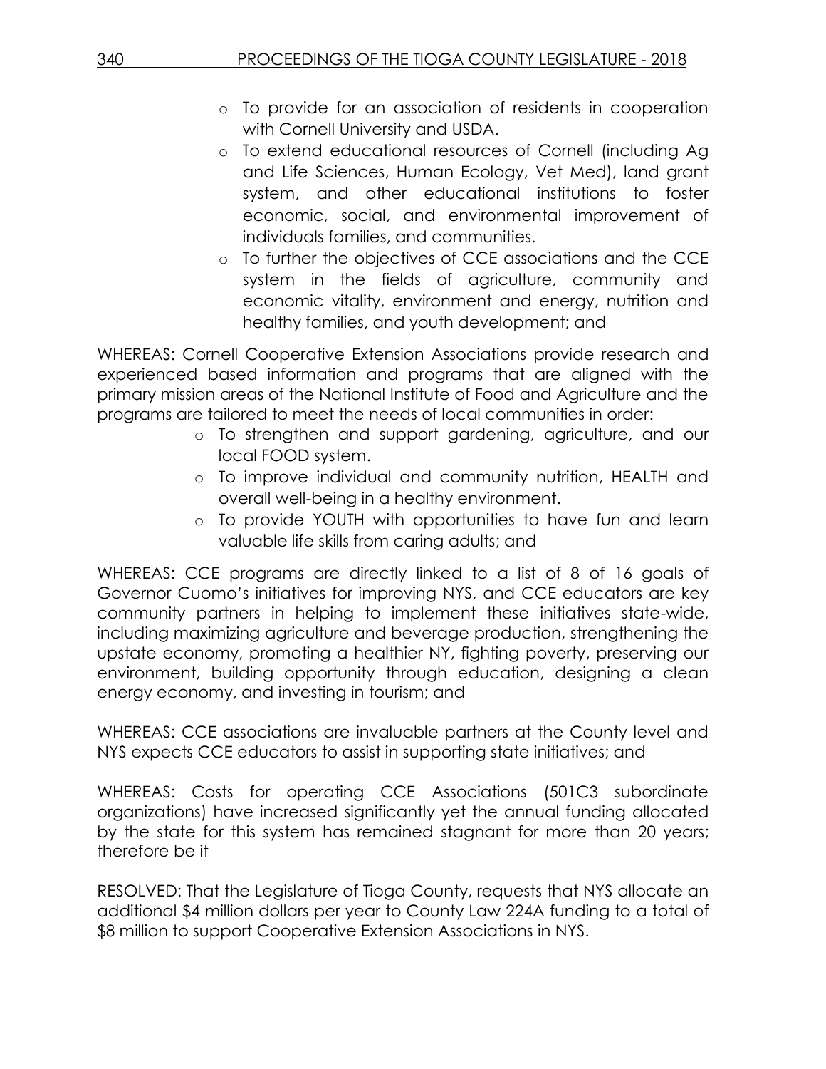- To provide for an association of residents in cooperation with Cornell University and USDA.
- To extend educational resources of Cornell (including Ag and Life Sciences, Human Ecology, Vet Med), land grant system, and other educational institutions to foster economic, social, and environmental improvement of individuals families, and communities.
- To further the objectives of CCE associations and the CCE system in the fields of agriculture, community and economic vitality, environment and energy, nutrition and healthy families, and youth development; and

WHEREAS: Cornell Cooperative Extension Associations provide research and experienced based information and programs that are aligned with the primary mission areas of the National Institute of Food and Agriculture and the programs are tailored to meet the needs of local communities in order:

- To strengthen and support gardening, agriculture, and our local FOOD system.
- To improve individual and community nutrition, HEALTH and overall well-being in a healthy environment.
- To provide YOUTH with opportunities to have fun and learn valuable life skills from caring adults; and

WHEREAS: CCE programs are directly linked to a list of 8 of 16 goals of Governor Cuomo's initiatives for improving NYS, and CCE educators are key community partners in helping to implement these initiatives state-wide, including maximizing agriculture and beverage production, strengthening the upstate economy, promoting a healthier NY, fighting poverty, preserving our environment, building opportunity through education, designing a clean energy economy, and investing in tourism; and

WHEREAS: CCE associations are invaluable partners at the County level and NYS expects CCE educators to assist in supporting state initiatives; and

WHEREAS: Costs for operating CCE Associations (501C3 subordinate organizations) have increased significantly yet the annual funding allocated by the state for this system has remained stagnant for more than 20 years; therefore be it

RESOLVED: That the Legislature of Tioga County, requests that NYS allocate an additional $4 million dollars per year to County Law 224A funding to a total of $8 million to support Cooperative Extension Associations in NYS.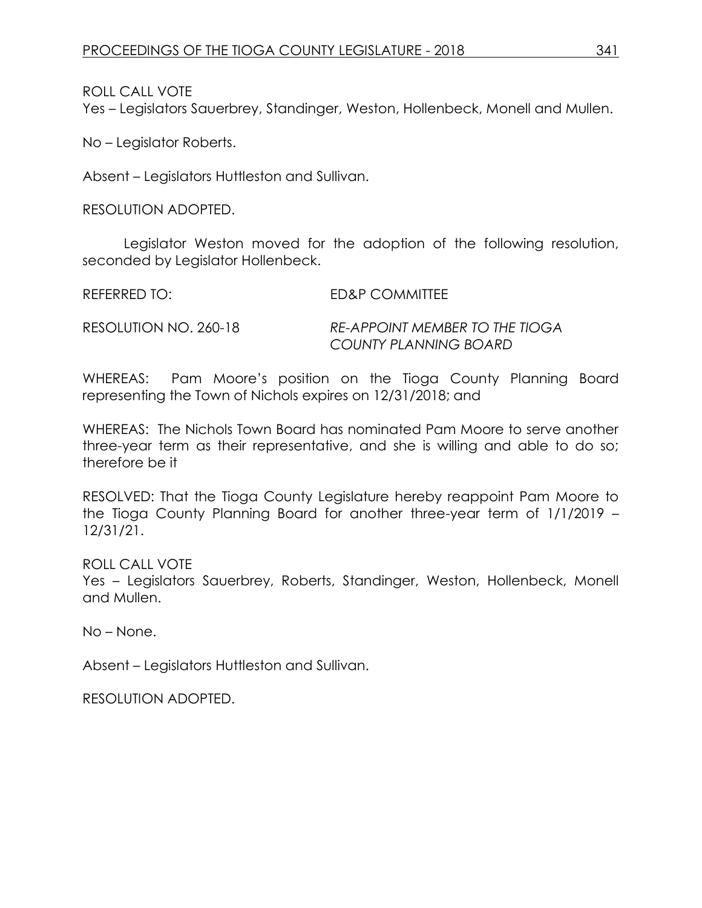ROLL CALL VOTE
Yes – Legislators Sauerbrey, Standinger, Weston, Hollenbeck, Monell and Mullen.

No – Legislator Roberts.

Absent – Legislators Huttleston and Sullivan.

RESOLUTION ADOPTED.

Legislator Weston moved for the adoption of the following resolution, seconded by Legislator Hollenbeck.

REFERRED TO: ED&P COMMITTEE

RESOLUTION NO. 260-18 *RE-APPOINT MEMBER TO THE TIOGA COUNTY PLANNING BOARD*

WHEREAS: Pam Moore's position on the Tioga County Planning Board representing the Town of Nichols expires on 12/31/2018; and

WHEREAS: The Nichols Town Board has nominated Pam Moore to serve another three-year term as their representative, and she is willing and able to do so; therefore be it

RESOLVED: That the Tioga County Legislature hereby reappoint Pam Moore to the Tioga County Planning Board for another three-year term of 1/1/2019 – 12/31/21.

ROLL CALL VOTE
Yes – Legislators Sauerbrey, Roberts, Standinger, Weston, Hollenbeck, Monell and Mullen.

No – None.

Absent – Legislators Huttleston and Sullivan.

RESOLUTION ADOPTED.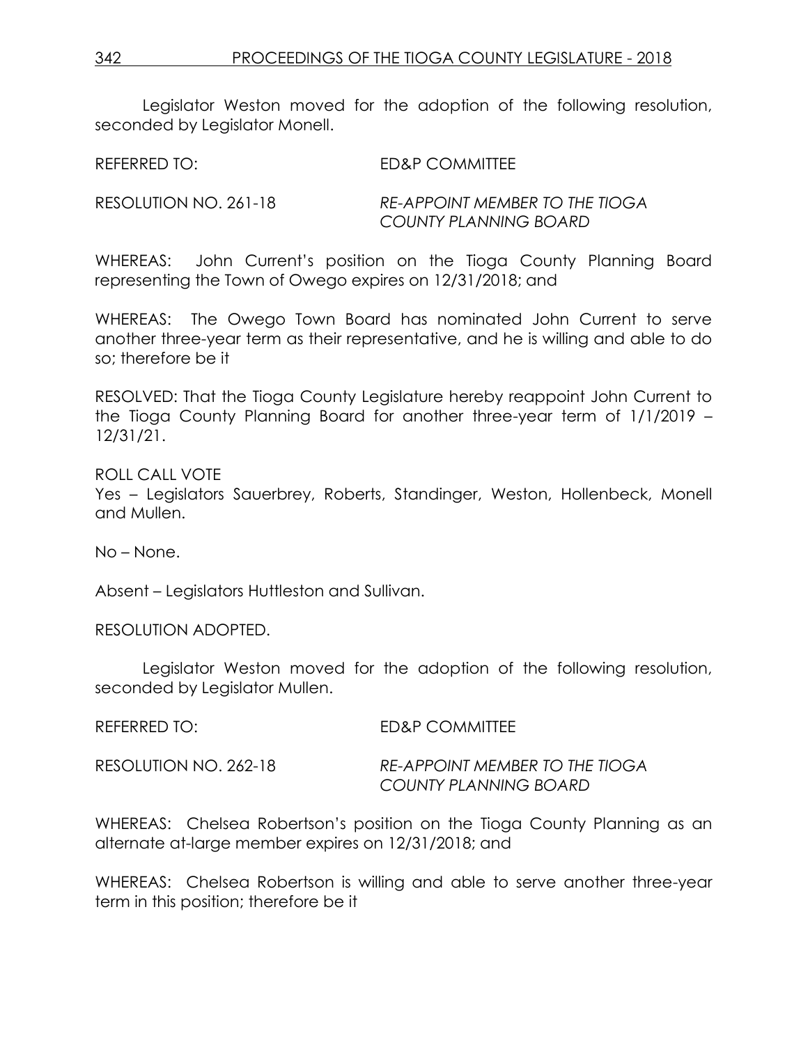Legislator Weston moved for the adoption of the following resolution, seconded by Legislator Monell.

REFERRED TO: ED&P COMMITTEE

RESOLUTION NO. 261-18 *RE-APPOINT MEMBER TO THE TIOGA COUNTY PLANNING BOARD*

WHEREAS: John Current's position on the Tioga County Planning Board representing the Town of Owego expires on 12/31/2018; and

WHEREAS: The Owego Town Board has nominated John Current to serve another three-year term as their representative, and he is willing and able to do so; therefore be it

RESOLVED: That the Tioga County Legislature hereby reappoint John Current to the Tioga County Planning Board for another three-year term of 1/1/2019 – 12/31/21.

ROLL CALL VOTE
Yes – Legislators Sauerbrey, Roberts, Standinger, Weston, Hollenbeck, Monell and Mullen.

No – None.

Absent – Legislators Huttleston and Sullivan.

RESOLUTION ADOPTED.

Legislator Weston moved for the adoption of the following resolution, seconded by Legislator Mullen.

REFERRED TO: ED&P COMMITTEE

RESOLUTION NO. 262-18 *RE-APPOINT MEMBER TO THE TIOGA COUNTY PLANNING BOARD*

WHEREAS: Chelsea Robertson's position on the Tioga County Planning as an alternate at-large member expires on 12/31/2018; and

WHEREAS: Chelsea Robertson is willing and able to serve another three-year term in this position; therefore be it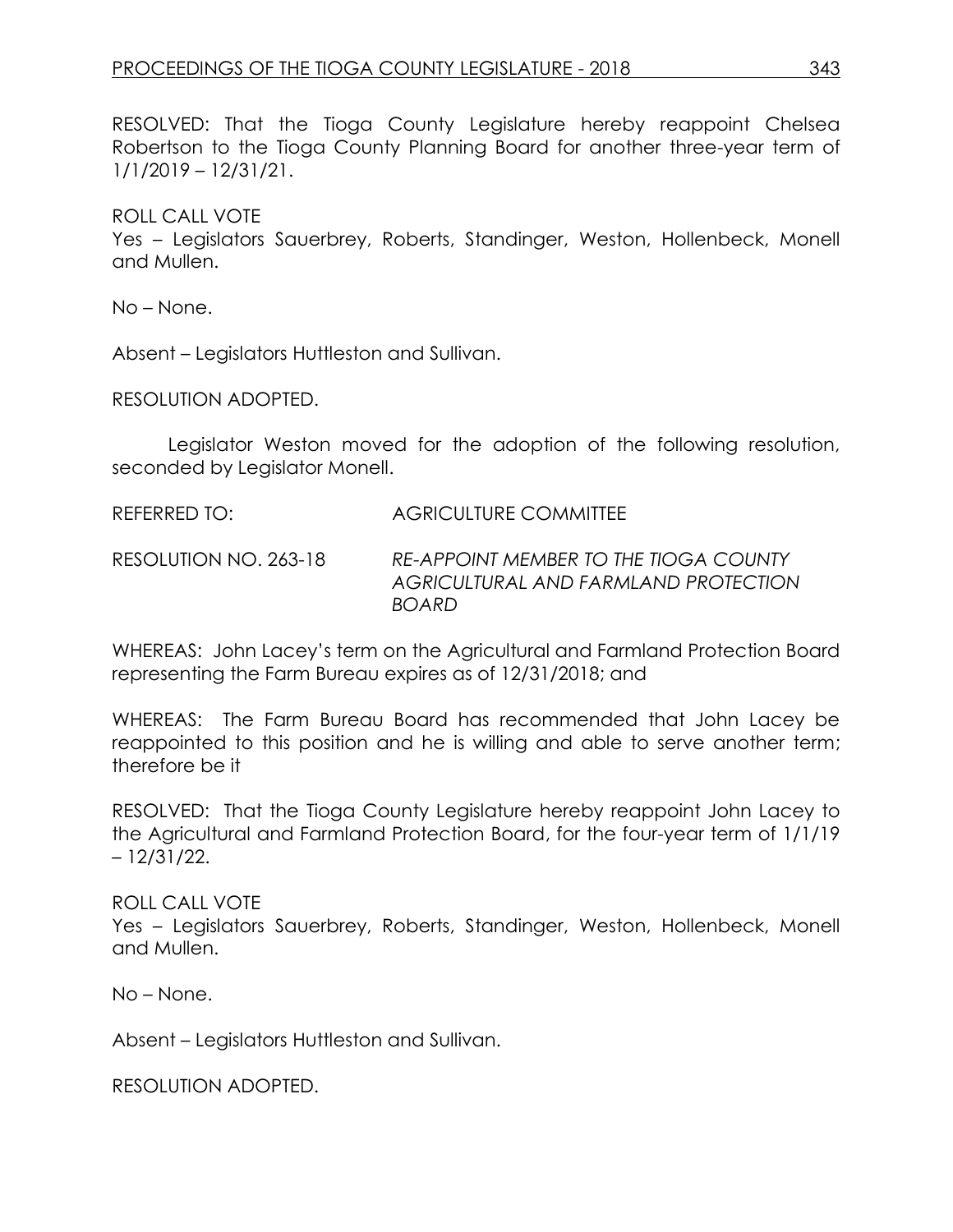RESOLVED: That the Tioga County Legislature hereby reappoint Chelsea Robertson to the Tioga County Planning Board for another three-year term of 1/1/2019 – 12/31/21.

ROLL CALL VOTE
Yes – Legislators Sauerbrey, Roberts, Standinger, Weston, Hollenbeck, Monell and Mullen.

No – None.

Absent – Legislators Huttleston and Sullivan.

RESOLUTION ADOPTED.

Legislator Weston moved for the adoption of the following resolution, seconded by Legislator Monell.

REFERRED TO: AGRICULTURE COMMITTEE

RESOLUTION NO. 263-18 *RE-APPOINT MEMBER TO THE TIOGA COUNTY AGRICULTURAL AND FARMLAND PROTECTION BOARD*

WHEREAS: John Lacey's term on the Agricultural and Farmland Protection Board representing the Farm Bureau expires as of 12/31/2018; and

WHEREAS: The Farm Bureau Board has recommended that John Lacey be reappointed to this position and he is willing and able to serve another term; therefore be it

RESOLVED: That the Tioga County Legislature hereby reappoint John Lacey to the Agricultural and Farmland Protection Board, for the four-year term of 1/1/19 – 12/31/22.

ROLL CALL VOTE
Yes – Legislators Sauerbrey, Roberts, Standinger, Weston, Hollenbeck, Monell and Mullen.

No – None.

Absent – Legislators Huttleston and Sullivan.

RESOLUTION ADOPTED.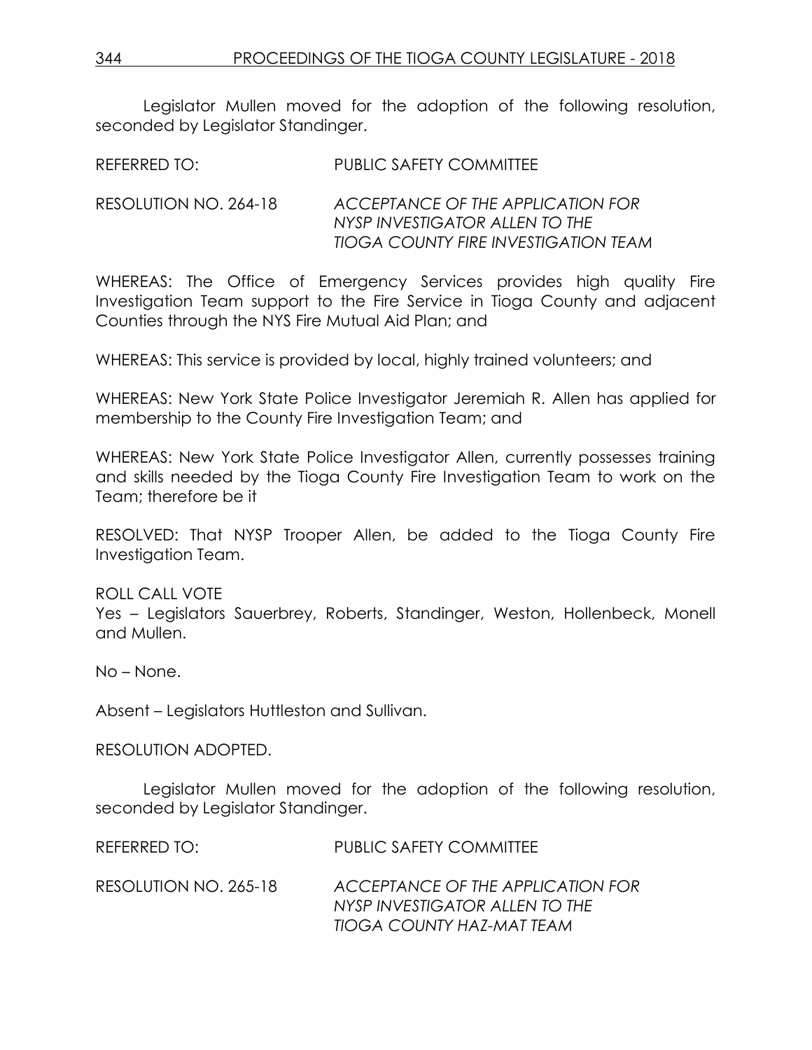Legislator Mullen moved for the adoption of the following resolution, seconded by Legislator Standinger.

REFERRED TO: PUBLIC SAFETY COMMITTEE

RESOLUTION NO. 264-18 *ACCEPTANCE OF THE APPLICATION FOR NYSP INVESTIGATOR ALLEN TO THE TIOGA COUNTY FIRE INVESTIGATION TEAM*

WHEREAS: The Office of Emergency Services provides high quality Fire Investigation Team support to the Fire Service in Tioga County and adjacent Counties through the NYS Fire Mutual Aid Plan; and

WHEREAS: This service is provided by local, highly trained volunteers; and

WHEREAS: New York State Police Investigator Jeremiah R. Allen has applied for membership to the County Fire Investigation Team; and

WHEREAS: New York State Police Investigator Allen, currently possesses training and skills needed by the Tioga County Fire Investigation Team to work on the Team; therefore be it

RESOLVED: That NYSP Trooper Allen, be added to the Tioga County Fire Investigation Team.

ROLL CALL VOTE
Yes – Legislators Sauerbrey, Roberts, Standinger, Weston, Hollenbeck, Monell and Mullen.

No – None.

Absent – Legislators Huttleston and Sullivan.

RESOLUTION ADOPTED.

Legislator Mullen moved for the adoption of the following resolution, seconded by Legislator Standinger.

REFERRED TO: PUBLIC SAFETY COMMITTEE

RESOLUTION NO. 265-18 *ACCEPTANCE OF THE APPLICATION FOR NYSP INVESTIGATOR ALLEN TO THE TIOGA COUNTY HAZ-MAT TEAM*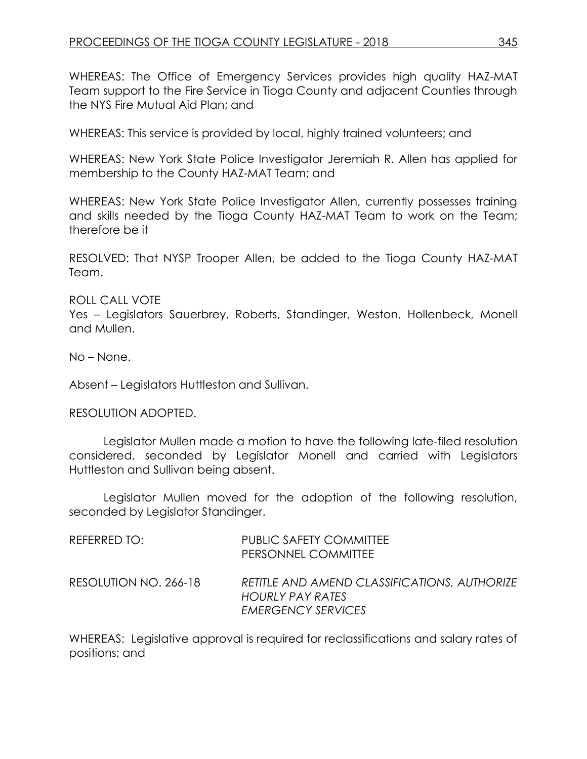WHEREAS: The Office of Emergency Services provides high quality HAZ-MAT Team support to the Fire Service in Tioga County and adjacent Counties through the NYS Fire Mutual Aid Plan; and

WHEREAS: This service is provided by local, highly trained volunteers; and

WHEREAS: New York State Police Investigator Jeremiah R. Allen has applied for membership to the County HAZ-MAT Team; and

WHEREAS: New York State Police Investigator Allen, currently possesses training and skills needed by the Tioga County HAZ-MAT Team to work on the Team; therefore be it

RESOLVED: That NYSP Trooper Allen, be added to the Tioga County HAZ-MAT Team.

ROLL CALL VOTE
Yes – Legislators Sauerbrey, Roberts, Standinger, Weston, Hollenbeck, Monell and Mullen.

No – None.

Absent – Legislators Huttleston and Sullivan.

RESOLUTION ADOPTED.

Legislator Mullen made a motion to have the following late-filed resolution considered, seconded by Legislator Monell and carried with Legislators Huttleston and Sullivan being absent.

Legislator Mullen moved for the adoption of the following resolution, seconded by Legislator Standinger.

REFERRED TO: PUBLIC SAFETY COMMITTEE
PERSONNEL COMMITTEE

RESOLUTION NO. 266-18 *RETITLE AND AMEND CLASSIFICATIONS, AUTHORIZE HOURLY PAY RATES*
*EMERGENCY SERVICES*

WHEREAS: Legislative approval is required for reclassifications and salary rates of positions; and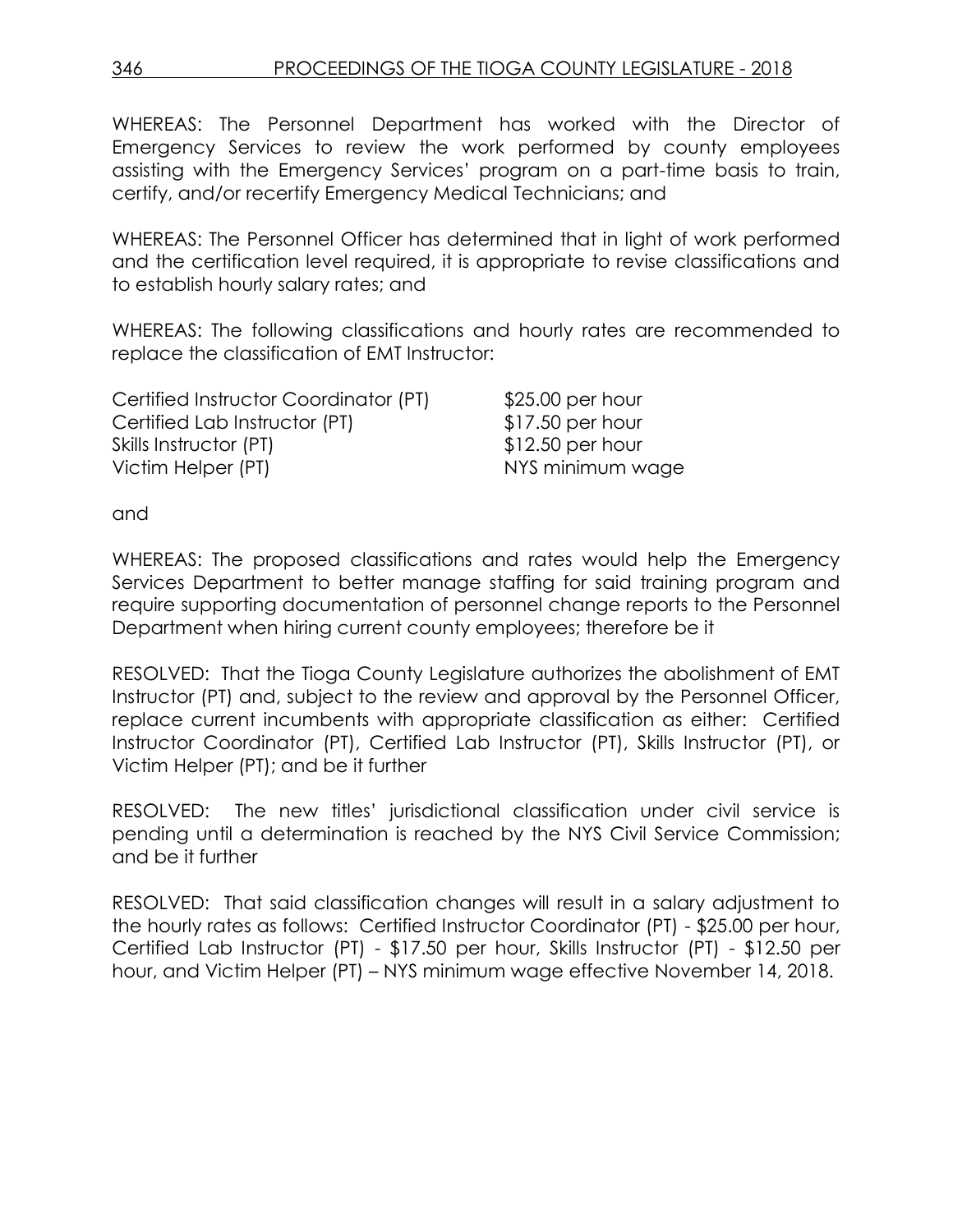WHEREAS: The Personnel Department has worked with the Director of Emergency Services to review the work performed by county employees assisting with the Emergency Services' program on a part-time basis to train, certify, and/or recertify Emergency Medical Technicians; and

WHEREAS: The Personnel Officer has determined that in light of work performed and the certification level required, it is appropriate to revise classifications and to establish hourly salary rates; and

WHEREAS: The following classifications and hourly rates are recommended to replace the classification of EMT Instructor:

| | |
|---|---|
| Certified Instructor Coordinator (PT) | $25.00 per hour |
| Certified Lab Instructor (PT) | $17.50 per hour |
| Skills Instructor (PT) | $12.50 per hour |
| Victim Helper (PT) | NYS minimum wage |

and

WHEREAS: The proposed classifications and rates would help the Emergency Services Department to better manage staffing for said training program and require supporting documentation of personnel change reports to the Personnel Department when hiring current county employees; therefore be it

RESOLVED: That the Tioga County Legislature authorizes the abolishment of EMT Instructor (PT) and, subject to the review and approval by the Personnel Officer, replace current incumbents with appropriate classification as either: Certified Instructor Coordinator (PT), Certified Lab Instructor (PT), Skills Instructor (PT), or Victim Helper (PT); and be it further

RESOLVED: The new titles' jurisdictional classification under civil service is pending until a determination is reached by the NYS Civil Service Commission; and be it further

RESOLVED: That said classification changes will result in a salary adjustment to the hourly rates as follows: Certified Instructor Coordinator (PT) - $25.00 per hour, Certified Lab Instructor (PT) - $17.50 per hour, Skills Instructor (PT) - $12.50 per hour, and Victim Helper (PT) – NYS minimum wage effective November 14, 2018.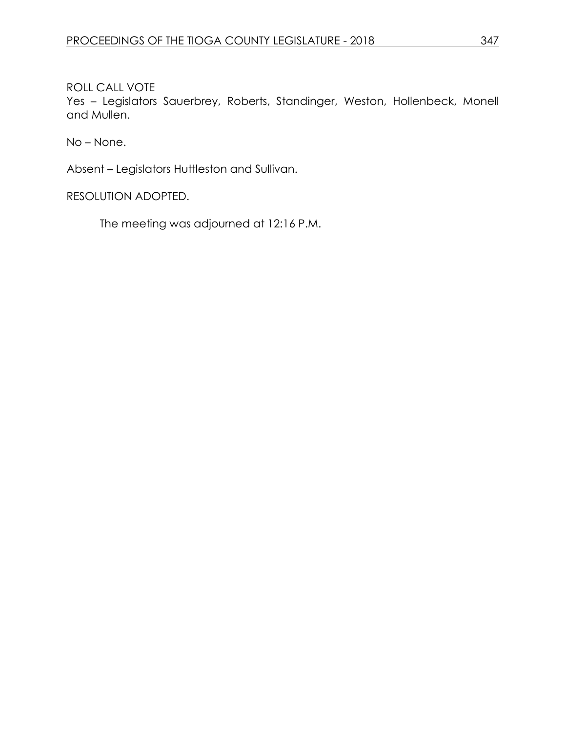ROLL CALL VOTE
Yes – Legislators Sauerbrey, Roberts, Standinger, Weston, Hollenbeck, Monell and Mullen.

No – None.

Absent – Legislators Huttleston and Sullivan.

RESOLUTION ADOPTED.

The meeting was adjourned at 12:16 P.M.